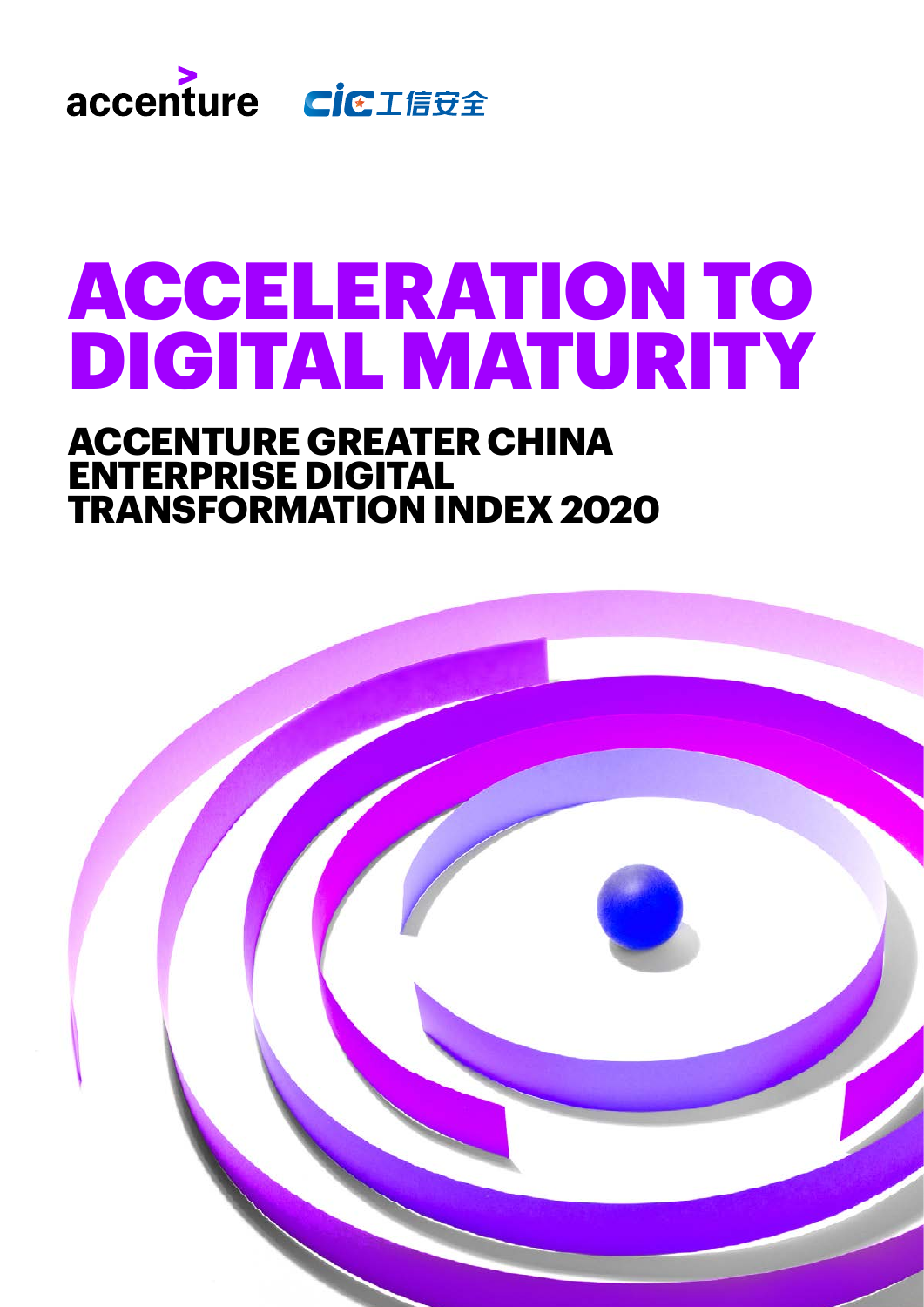accenture CIC 工信安全

# ACCELERATION TO DIGITAL MATURITY

## ACCENTURE GREATER CHINA ENTERPRISE DIGITAL TRANSFORMATION INDEX 2020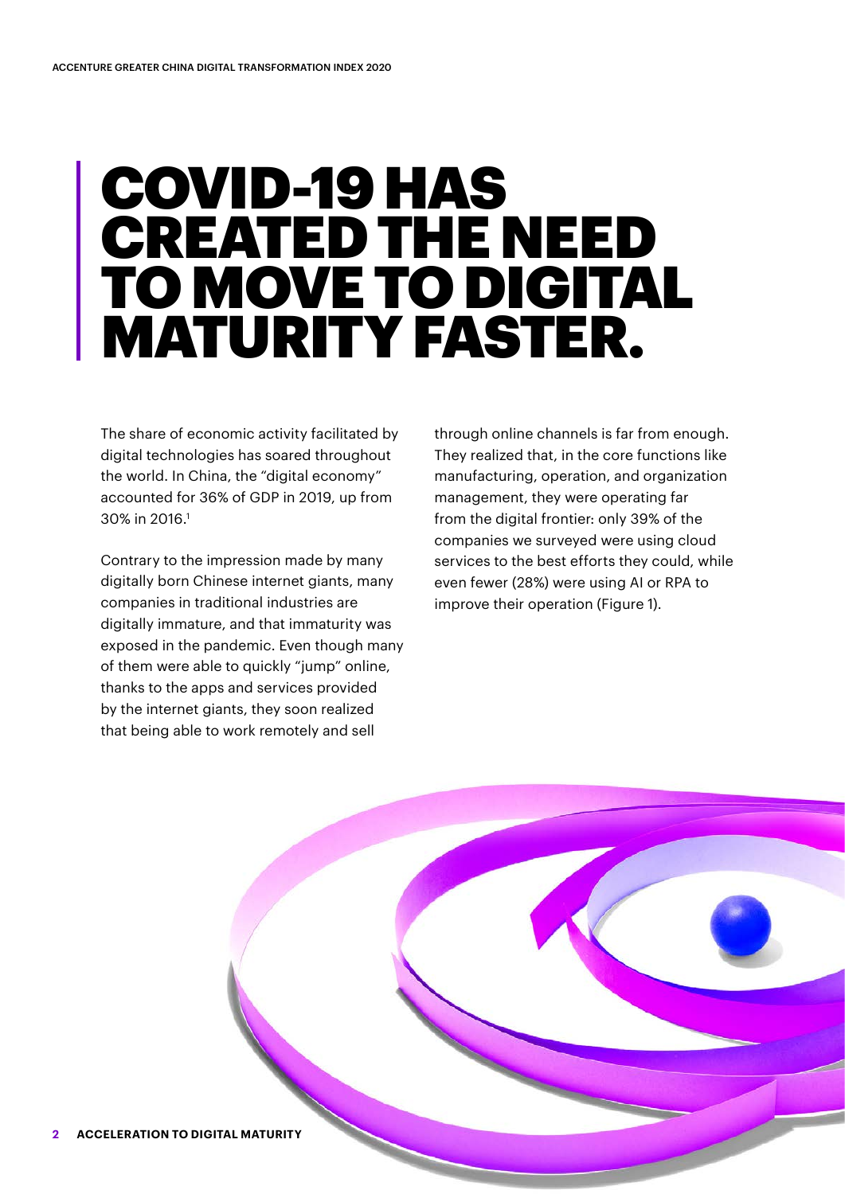# COVID-19 HAS CREATED THE NEED TO MOVE TO DIGITAL MATURITY FASTER.

The share of economic activity facilitated by digital technologies has soared throughout the world. In China, the "digital economy" accounted for 36% of GDP in 2019, up from 30% in 2016.[1]

Contrary to the impression made by many digitally born Chinese internet giants, many companies in traditional industries are digitally immature, and that immaturity was exposed in the pandemic. Even though many of them were able to quickly "jump" online, thanks to the apps and services provided by the internet giants, they soon realized that being able to work remotely and sell through online channels is far from enough. They realized that, in the core functions like manufacturing, operation, and organization management, they were operating far from the digital frontier: only 39% of the companies we surveyed were using cloud services to the best efforts they could, while even fewer (28%) were using AI or RPA to improve their operation (Figure 1).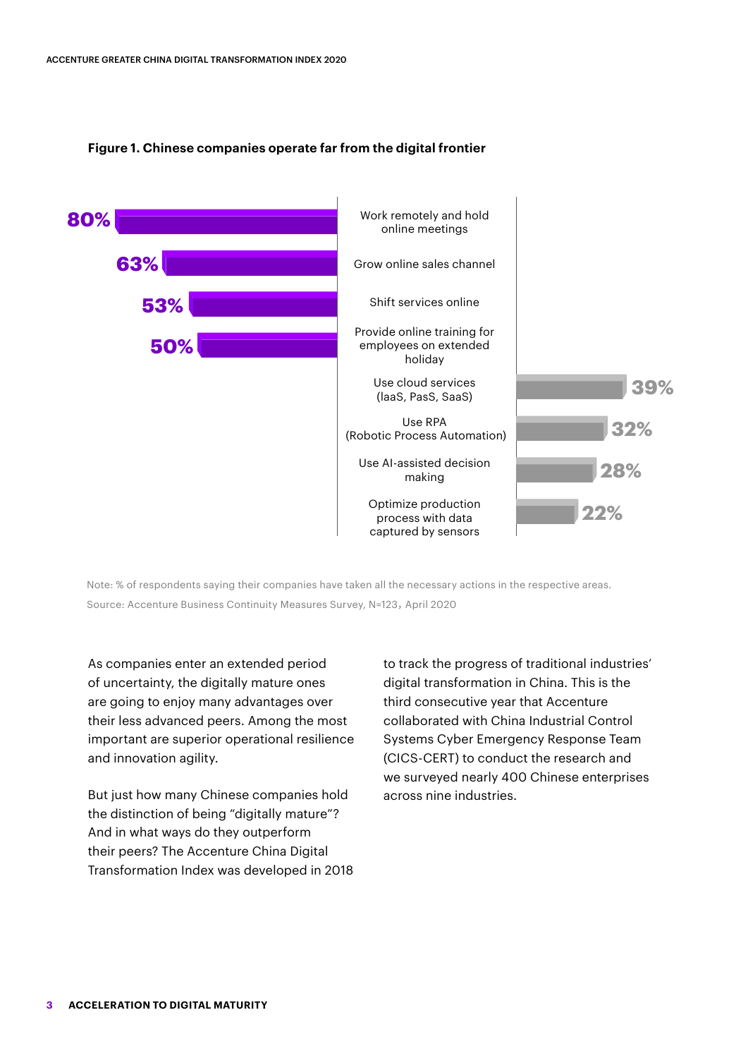**Figure 1. Chinese companies operate far from the digital frontier**

| Action | % of respondents |
|---|---|
| Work remotely and hold online meetings | 80% |
| Grow online sales channel | 63% |
| Shift services online | 53% |
| Provide online training for employees on extended holiday | 50% |
| Use cloud services (laaS, PasS, SaaS) | 39% |
| Use RPA (Robotic Process Automation) | 32% |
| Use AI-assisted decision making | 28% |
| Optimize production process with data captured by sensors | 22% |

Note: % of respondents saying their companies have taken all the necessary actions in the respective areas.

Source: Accenture Business Continuity Measures Survey, N=123, April 2020

As companies enter an extended period of uncertainty, the digitally mature ones are going to enjoy many advantages over their less advanced peers. Among the most important are superior operational resilience and innovation agility.

But just how many Chinese companies hold the distinction of being "digitally mature"? And in what ways do they outperform their peers? The Accenture China Digital Transformation Index was developed in 2018 to track the progress of traditional industries' digital transformation in China. This is the third consecutive year that Accenture collaborated with China Industrial Control Systems Cyber Emergency Response Team (CICS-CERT) to conduct the research and we surveyed nearly 400 Chinese enterprises across nine industries.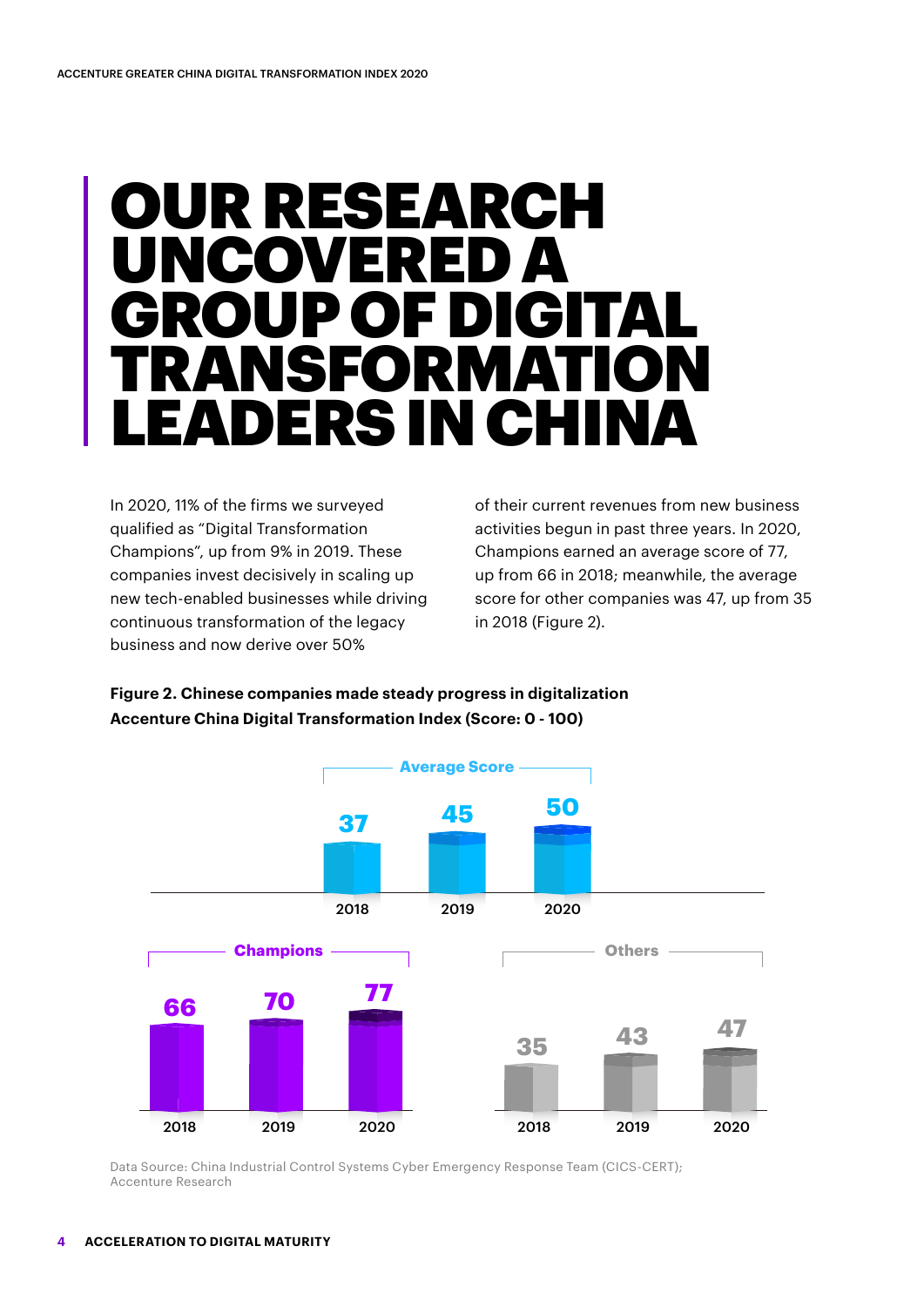# OUR RESEARCH UNCOVERED A GROUP OF DIGITAL TRANSFORMATION LEADERS IN CHINA

In 2020, 11% of the firms we surveyed qualified as "Digital Transformation Champions", up from 9% in 2019. These companies invest decisively in scaling up new tech-enabled businesses while driving continuous transformation of the legacy business and now derive over 50% of their current revenues from new business activities begun in past three years. In 2020, Champions earned an average score of 77, up from 66 in 2018; meanwhile, the average score for other companies was 47, up from 35 in 2018 (Figure 2).

**Figure 2. Chinese companies made steady progress in digitalization**
**Accenture China Digital Transformation Index (Score: 0 - 100)**

| | 2018 | 2019 | 2020 |
|---|---|---|---|
| Average Score | 37 | 45 | 50 |
| Champions | 66 | 70 | 77 |
| Others | 35 | 43 | 47 |

Data Source: China Industrial Control Systems Cyber Emergency Response Team (CICS-CERT); Accenture Research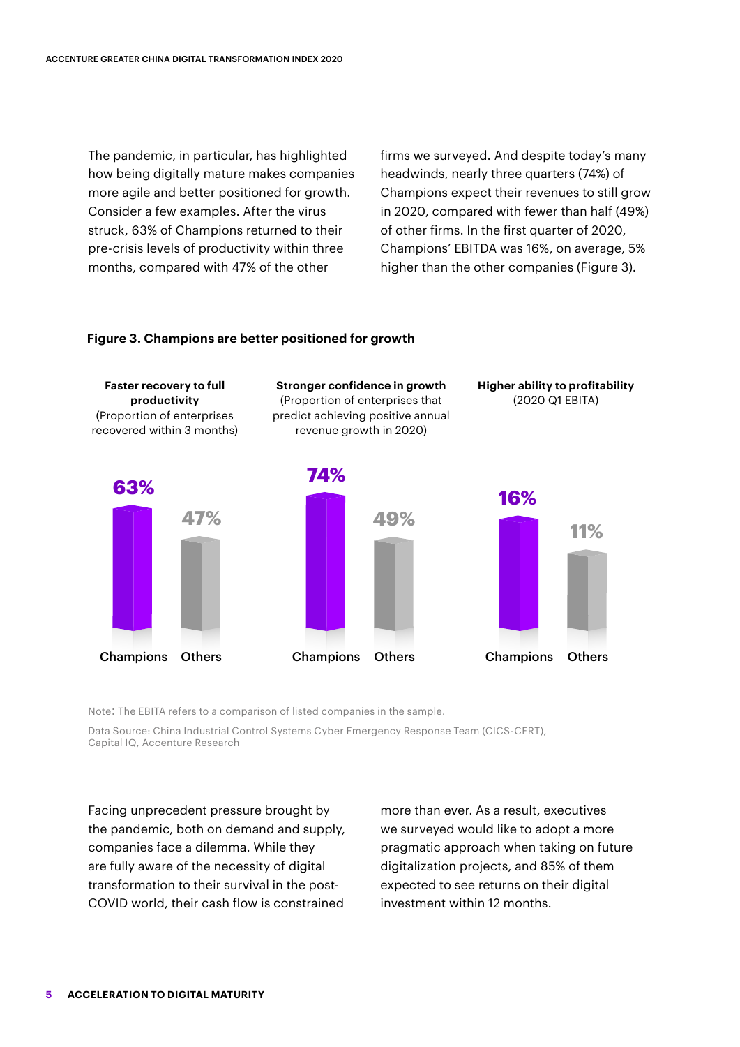The pandemic, in particular, has highlighted how being digitally mature makes companies more agile and better positioned for growth. Consider a few examples. After the virus struck, 63% of Champions returned to their pre-crisis levels of productivity within three months, compared with 47% of the other firms we surveyed. And despite today's many headwinds, nearly three quarters (74%) of Champions expect their revenues to still grow in 2020, compared with fewer than half (49%) of other firms. In the first quarter of 2020, Champions' EBITDA was 16%, on average, 5% higher than the other companies (Figure 3).

**Figure 3. Champions are better positioned for growth**

| | Champions | Others |
|---|---|---|
| **Faster recovery to full productivity** (Proportion of enterprises recovered within 3 months) | 63% | 47% |
| **Stronger confidence in growth** (Proportion of enterprises that predict achieving positive annual revenue growth in 2020) | 74% | 49% |
| **Higher ability to profitability** (2020 Q1 EBITA) | 16% | 11% |

Note: The EBITA refers to a comparison of listed companies in the sample.

Data Source: China Industrial Control Systems Cyber Emergency Response Team (CICS-CERT), Capital IQ, Accenture Research

Facing unprecedent pressure brought by the pandemic, both on demand and supply, companies face a dilemma. While they are fully aware of the necessity of digital transformation to their survival in the post-COVID world, their cash flow is constrained more than ever. As a result, executives we surveyed would like to adopt a more pragmatic approach when taking on future digitalization projects, and 85% of them expected to see returns on their digital investment within 12 months.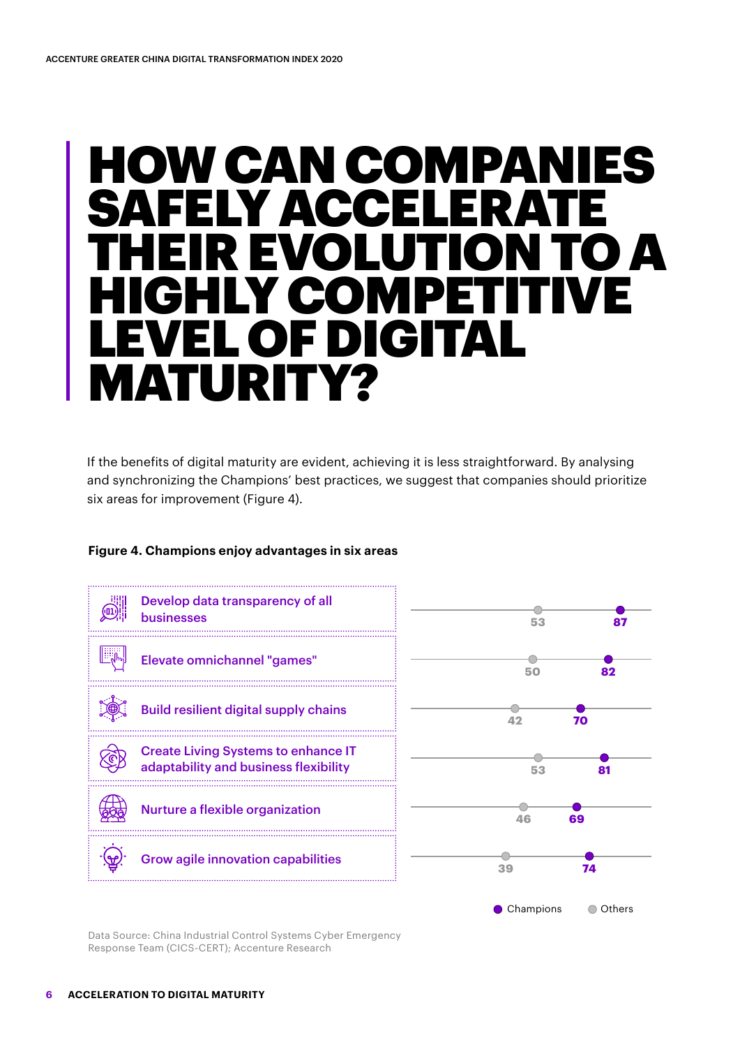# HOW CAN COMPANIES SAFELY ACCELERATE THEIR EVOLUTION TO A HIGHLY COMPETITIVE LEVEL OF DIGITAL MATURITY?

If the benefits of digital maturity are evident, achieving it is less straightforward. By analysing and synchronizing the Champions' best practices, we suggest that companies should prioritize six areas for improvement (Figure 4).

**Figure 4. Champions enjoy advantages in six areas**

| Area | Others | Champions |
|---|---|---|
| Develop data transparency of all businesses | 53 | 87 |
| Elevate omnichannel "games" | 50 | 82 |
| Build resilient digital supply chains | 42 | 70 |
| Create Living Systems to enhance IT adaptability and business flexibility | 53 | 81 |
| Nurture a flexible organization | 46 | 69 |
| Grow agile innovation capabilities | 39 | 74 |

Data Source: China Industrial Control Systems Cyber Emergency Response Team (CICS-CERT); Accenture Research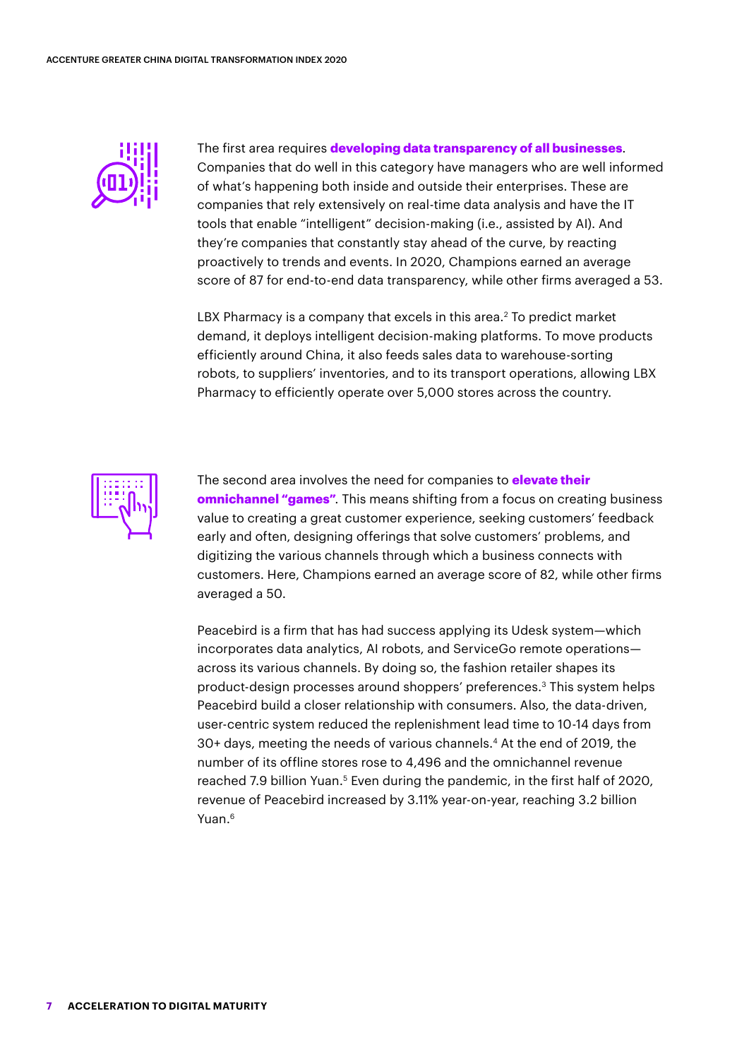The first area requires **developing data transparency of all businesses**. Companies that do well in this category have managers who are well informed of what's happening both inside and outside their enterprises. These are companies that rely extensively on real-time data analysis and have the IT tools that enable "intelligent" decision-making (i.e., assisted by AI). And they're companies that constantly stay ahead of the curve, by reacting proactively to trends and events. In 2020, Champions earned an average score of 87 for end-to-end data transparency, while other firms averaged a 53.

LBX Pharmacy is a company that excels in this area.[2] To predict market demand, it deploys intelligent decision-making platforms. To move products efficiently around China, it also feeds sales data to warehouse-sorting robots, to suppliers' inventories, and to its transport operations, allowing LBX Pharmacy to efficiently operate over 5,000 stores across the country.

The second area involves the need for companies to **elevate their omnichannel "games"**. This means shifting from a focus on creating business value to creating a great customer experience, seeking customers' feedback early and often, designing offerings that solve customers' problems, and digitizing the various channels through which a business connects with customers. Here, Champions earned an average score of 82, while other firms averaged a 50.

Peacebird is a firm that has had success applying its Udesk system—which incorporates data analytics, AI robots, and ServiceGo remote operations—across its various channels. By doing so, the fashion retailer shapes its product-design processes around shoppers' preferences.[3] This system helps Peacebird build a closer relationship with consumers. Also, the data-driven, user-centric system reduced the replenishment lead time to 10-14 days from 30+ days, meeting the needs of various channels.[4] At the end of 2019, the number of its offline stores rose to 4,496 and the omnichannel revenue reached 7.9 billion Yuan.[5] Even during the pandemic, in the first half of 2020, revenue of Peacebird increased by 3.11% year-on-year, reaching 3.2 billion Yuan.[6]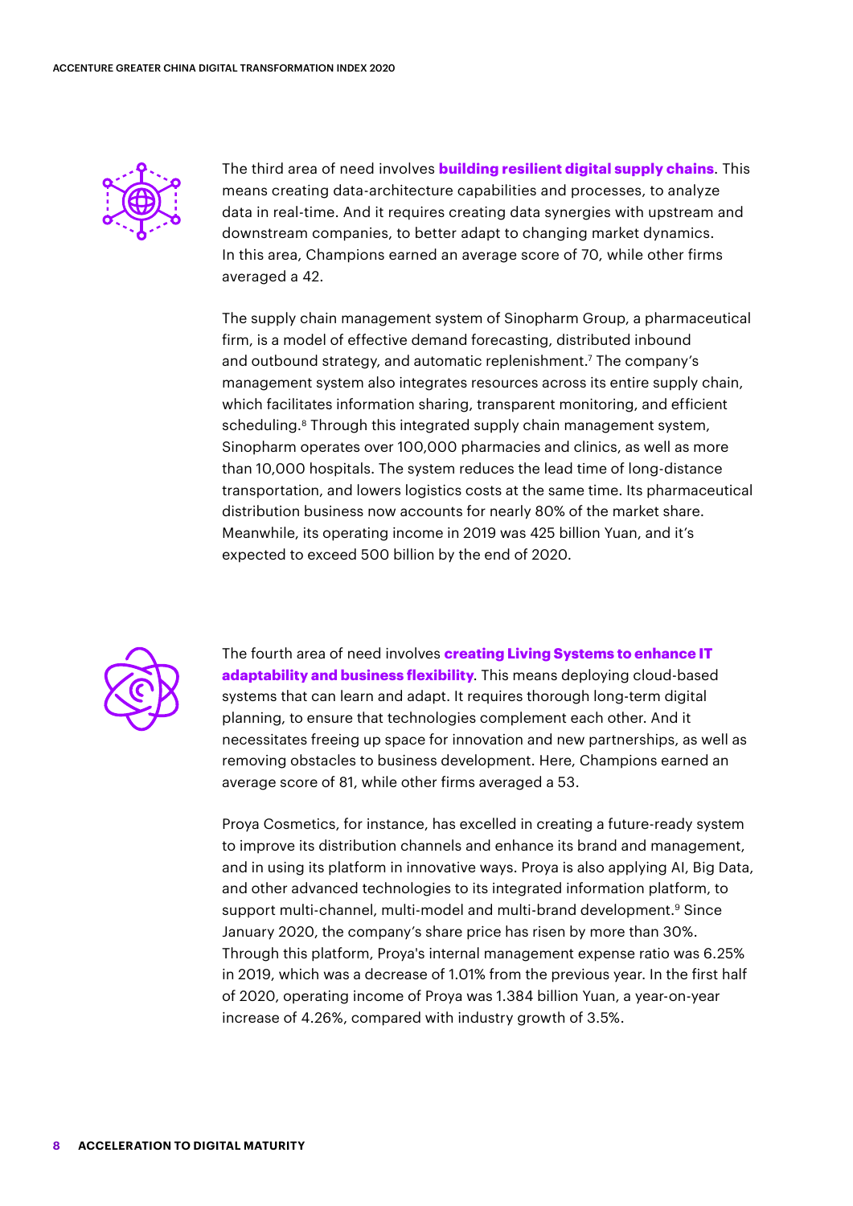The third area of need involves **building resilient digital supply chains**. This means creating data-architecture capabilities and processes, to analyze data in real-time. And it requires creating data synergies with upstream and downstream companies, to better adapt to changing market dynamics. In this area, Champions earned an average score of 70, while other firms averaged a 42.

The supply chain management system of Sinopharm Group, a pharmaceutical firm, is a model of effective demand forecasting, distributed inbound and outbound strategy, and automatic replenishment.[7] The company's management system also integrates resources across its entire supply chain, which facilitates information sharing, transparent monitoring, and efficient scheduling.[8] Through this integrated supply chain management system, Sinopharm operates over 100,000 pharmacies and clinics, as well as more than 10,000 hospitals. The system reduces the lead time of long-distance transportation, and lowers logistics costs at the same time. Its pharmaceutical distribution business now accounts for nearly 80% of the market share. Meanwhile, its operating income in 2019 was 425 billion Yuan, and it's expected to exceed 500 billion by the end of 2020.

The fourth area of need involves **creating Living Systems to enhance IT adaptability and business flexibility**. This means deploying cloud-based systems that can learn and adapt. It requires thorough long-term digital planning, to ensure that technologies complement each other. And it necessitates freeing up space for innovation and new partnerships, as well as removing obstacles to business development. Here, Champions earned an average score of 81, while other firms averaged a 53.

Proya Cosmetics, for instance, has excelled in creating a future-ready system to improve its distribution channels and enhance its brand and management, and in using its platform in innovative ways. Proya is also applying AI, Big Data, and other advanced technologies to its integrated information platform, to support multi-channel, multi-model and multi-brand development.[9] Since January 2020, the company's share price has risen by more than 30%. Through this platform, Proya's internal management expense ratio was 6.25% in 2019, which was a decrease of 1.01% from the previous year. In the first half of 2020, operating income of Proya was 1.384 billion Yuan, a year-on-year increase of 4.26%, compared with industry growth of 3.5%.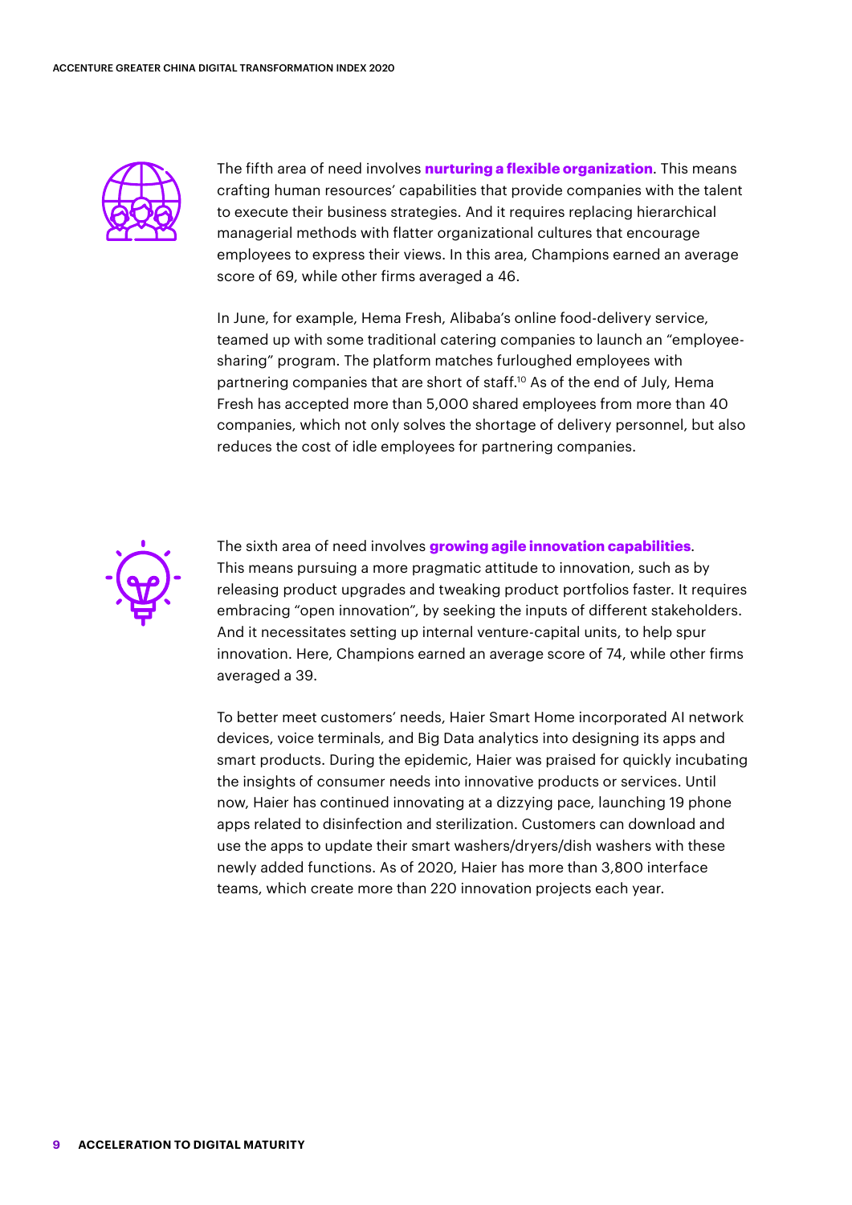The fifth area of need involves **nurturing a flexible organization**. This means crafting human resources' capabilities that provide companies with the talent to execute their business strategies. And it requires replacing hierarchical managerial methods with flatter organizational cultures that encourage employees to express their views. In this area, Champions earned an average score of 69, while other firms averaged a 46.

In June, for example, Hema Fresh, Alibaba's online food-delivery service, teamed up with some traditional catering companies to launch an "employee-sharing" program. The platform matches furloughed employees with partnering companies that are short of staff.[10] As of the end of July, Hema Fresh has accepted more than 5,000 shared employees from more than 40 companies, which not only solves the shortage of delivery personnel, but also reduces the cost of idle employees for partnering companies.

The sixth area of need involves **growing agile innovation capabilities**. This means pursuing a more pragmatic attitude to innovation, such as by releasing product upgrades and tweaking product portfolios faster. It requires embracing "open innovation", by seeking the inputs of different stakeholders. And it necessitates setting up internal venture-capital units, to help spur innovation. Here, Champions earned an average score of 74, while other firms averaged a 39.

To better meet customers' needs, Haier Smart Home incorporated AI network devices, voice terminals, and Big Data analytics into designing its apps and smart products. During the epidemic, Haier was praised for quickly incubating the insights of consumer needs into innovative products or services. Until now, Haier has continued innovating at a dizzying pace, launching 19 phone apps related to disinfection and sterilization. Customers can download and use the apps to update their smart washers/dryers/dish washers with these newly added functions. As of 2020, Haier has more than 3,800 interface teams, which create more than 220 innovation projects each year.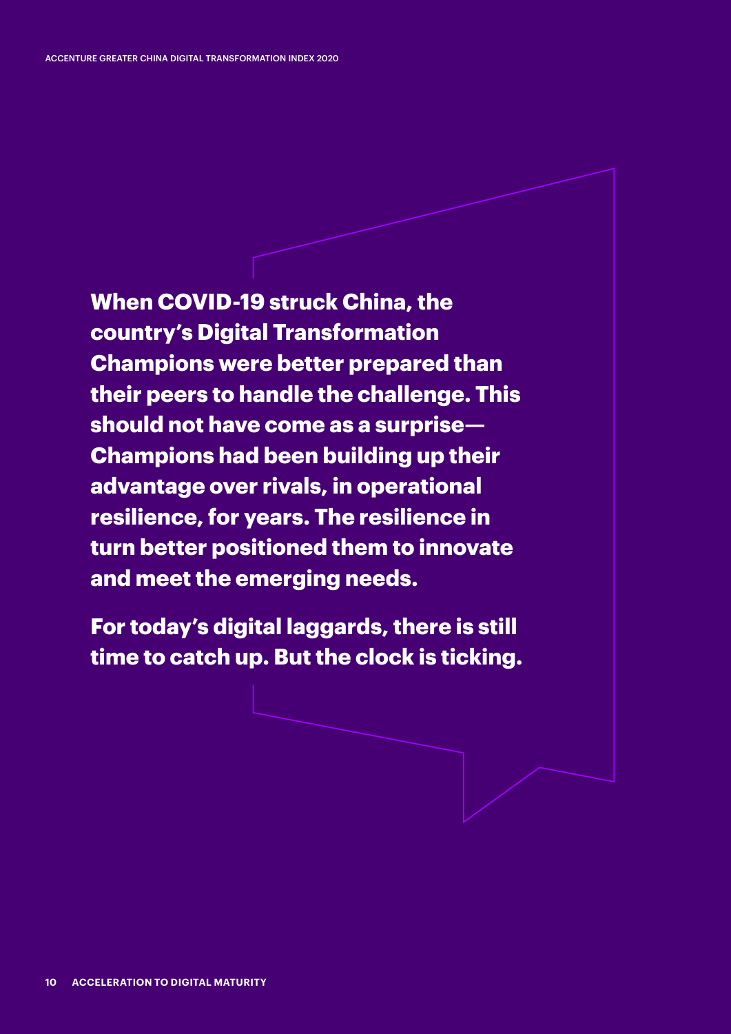**When COVID-19 struck China, the country's Digital Transformation Champions were better prepared than their peers to handle the challenge. This should not have come as a surprise—Champions had been building up their advantage over rivals, in operational resilience, for years. The resilience in turn better positioned them to innovate and meet the emerging needs.**

**For today's digital laggards, there is still time to catch up. But the clock is ticking.**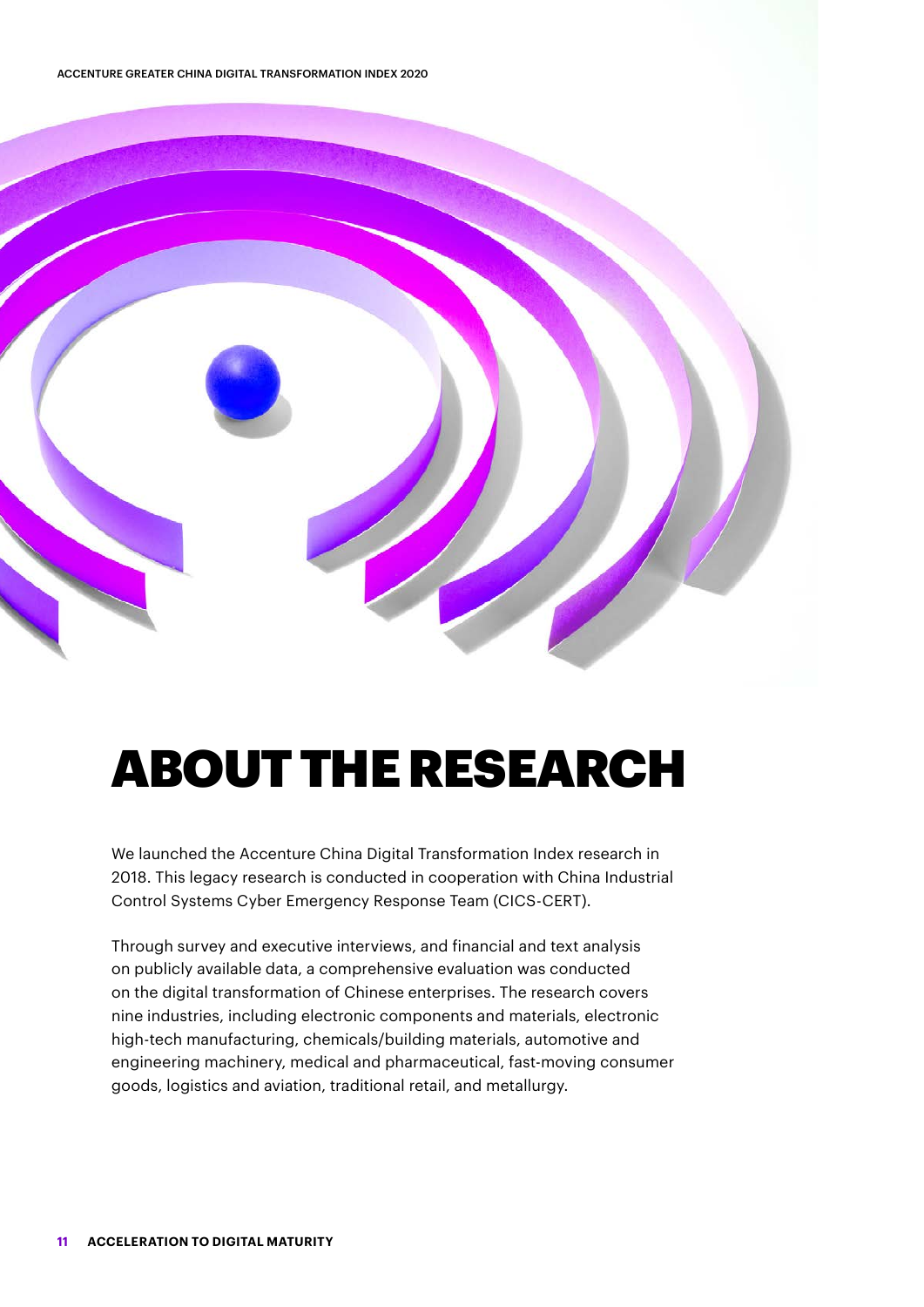# ABOUT THE RESEARCH

We launched the Accenture China Digital Transformation Index research in 2018. This legacy research is conducted in cooperation with China Industrial Control Systems Cyber Emergency Response Team (CICS-CERT).

Through survey and executive interviews, and financial and text analysis on publicly available data, a comprehensive evaluation was conducted on the digital transformation of Chinese enterprises. The research covers nine industries, including electronic components and materials, electronic high-tech manufacturing, chemicals/building materials, automotive and engineering machinery, medical and pharmaceutical, fast-moving consumer goods, logistics and aviation, traditional retail, and metallurgy.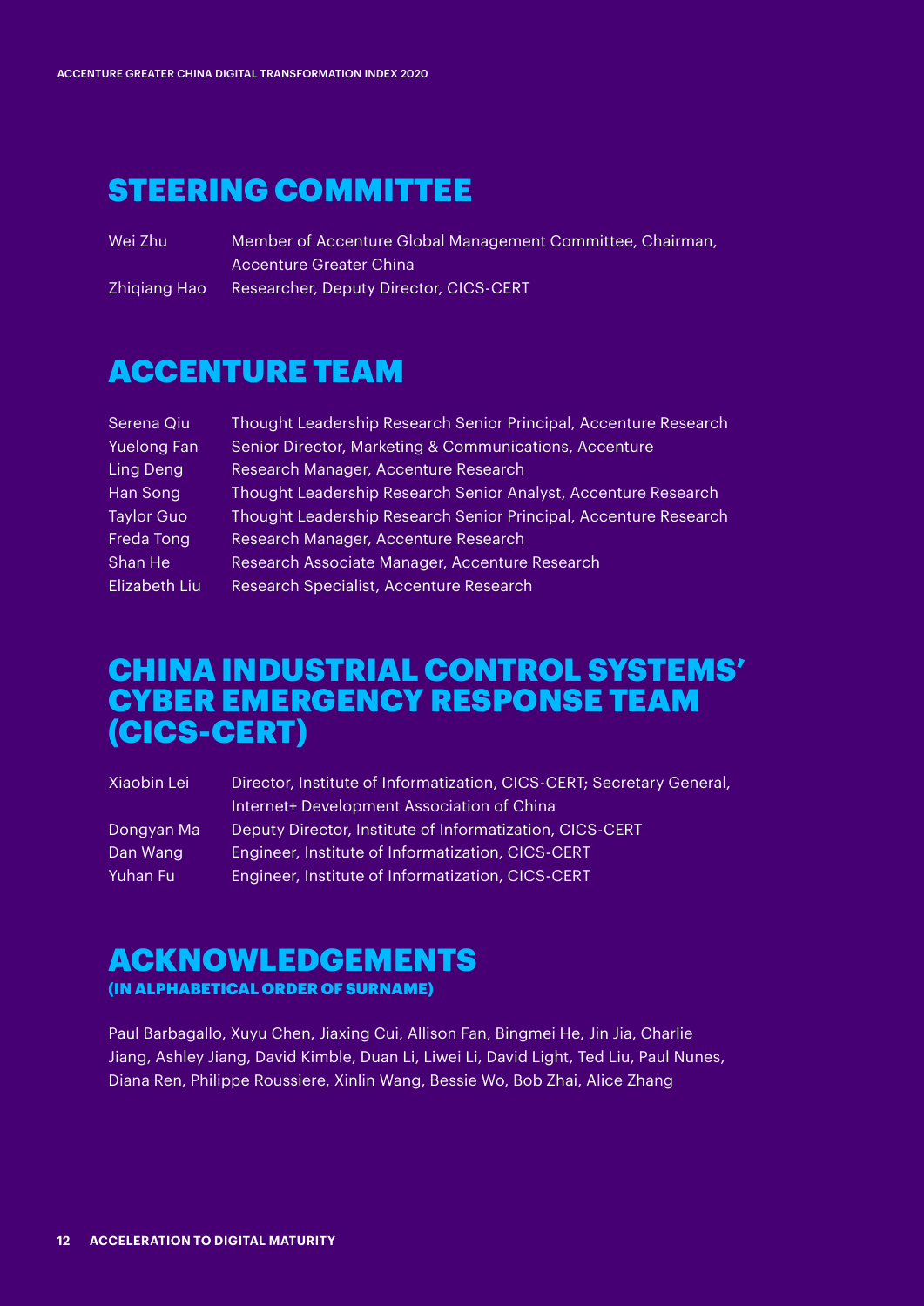## STEERING COMMITTEE

| | |
|---|---|
| Wei Zhu | Member of Accenture Global Management Committee, Chairman, Accenture Greater China |
| Zhiqiang Hao | Researcher, Deputy Director, CICS-CERT |

## ACCENTURE TEAM

| | |
|---|---|
| Serena Qiu | Thought Leadership Research Senior Principal, Accenture Research |
| Yuelong Fan | Senior Director, Marketing & Communications, Accenture |
| Ling Deng | Research Manager, Accenture Research |
| Han Song | Thought Leadership Research Senior Analyst, Accenture Research |
| Taylor Guo | Thought Leadership Research Senior Principal, Accenture Research |
| Freda Tong | Research Manager, Accenture Research |
| Shan He | Research Associate Manager, Accenture Research |
| Elizabeth Liu | Research Specialist, Accenture Research |

## CHINA INDUSTRIAL CONTROL SYSTEMS' CYBER EMERGENCY RESPONSE TEAM (CICS-CERT)

| | |
|---|---|
| Xiaobin Lei | Director, Institute of Informatization, CICS-CERT; Secretary General, Internet+ Development Association of China |
| Dongyan Ma | Deputy Director, Institute of Informatization, CICS-CERT |
| Dan Wang | Engineer, Institute of Informatization, CICS-CERT |
| Yuhan Fu | Engineer, Institute of Informatization, CICS-CERT |

## ACKNOWLEDGEMENTS

**(IN ALPHABETICAL ORDER OF SURNAME)**

Paul Barbagallo, Xuyu Chen, Jiaxing Cui, Allison Fan, Bingmei He, Jin Jia, Charlie Jiang, Ashley Jiang, David Kimble, Duan Li, Liwei Li, David Light, Ted Liu, Paul Nunes, Diana Ren, Philippe Roussiere, Xinlin Wang, Bessie Wo, Bob Zhai, Alice Zhang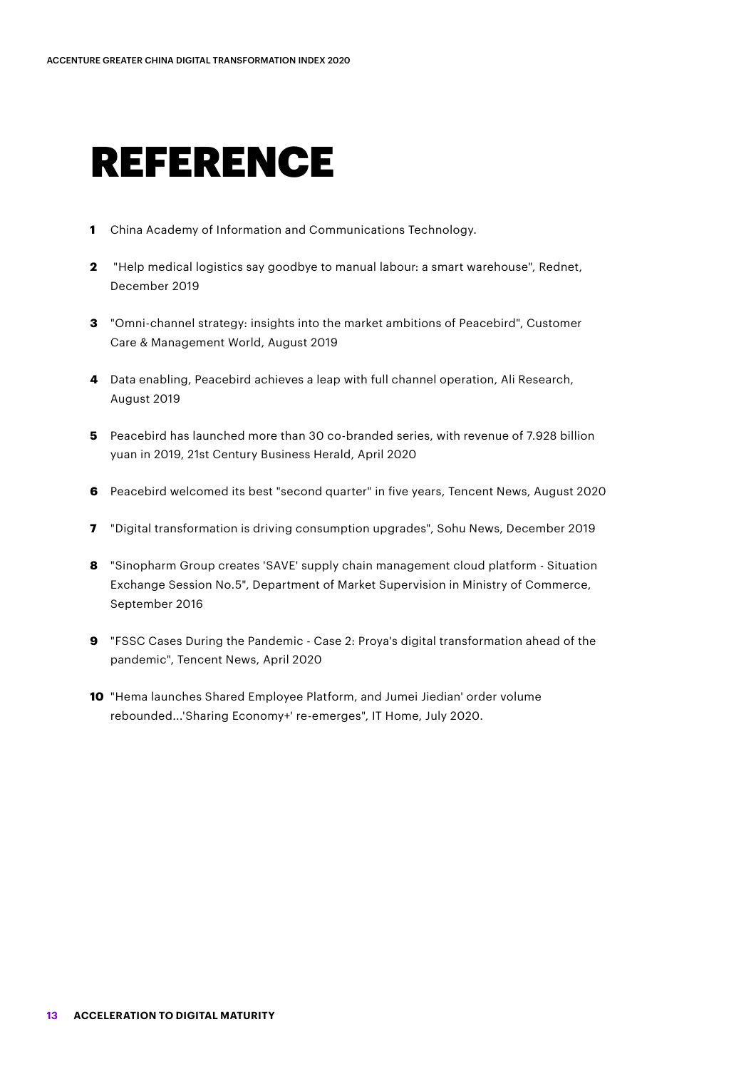# REFERENCE

1. China Academy of Information and Communications Technology.
2. "Help medical logistics say goodbye to manual labour: a smart warehouse", Rednet, December 2019
3. "Omni-channel strategy: insights into the market ambitions of Peacebird", Customer Care & Management World, August 2019
4. Data enabling, Peacebird achieves a leap with full channel operation, Ali Research, August 2019
5. Peacebird has launched more than 30 co-branded series, with revenue of 7.928 billion yuan in 2019, 21st Century Business Herald, April 2020
6. Peacebird welcomed its best "second quarter" in five years, Tencent News, August 2020
7. "Digital transformation is driving consumption upgrades", Sohu News, December 2019
8. "Sinopharm Group creates 'SAVE' supply chain management cloud platform - Situation Exchange Session No.5", Department of Market Supervision in Ministry of Commerce, September 2016
9. "FSSC Cases During the Pandemic - Case 2: Proya's digital transformation ahead of the pandemic", Tencent News, April 2020
10. "Hema launches Shared Employee Platform, and Jumei Jiedian' order volume rebounded...'Sharing Economy+' re-emerges", IT Home, July 2020.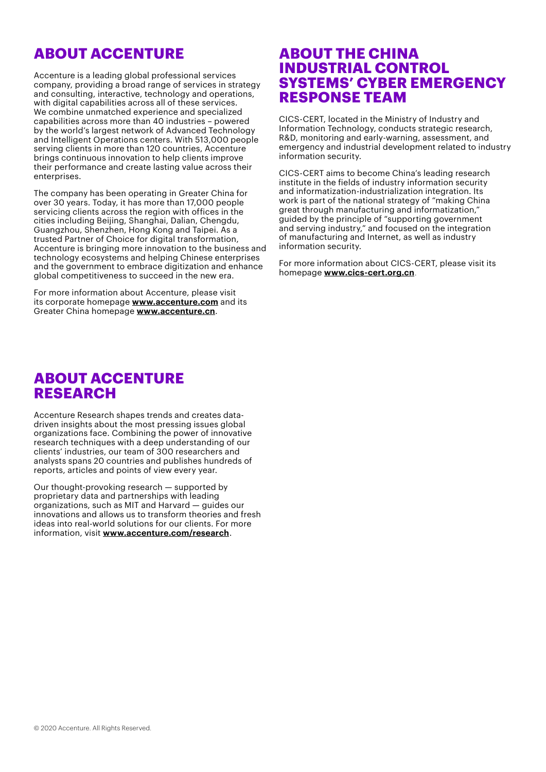## ABOUT ACCENTURE

Accenture is a leading global professional services company, providing a broad range of services in strategy and consulting, interactive, technology and operations, with digital capabilities across all of these services. We combine unmatched experience and specialized capabilities across more than 40 industries – powered by the world's largest network of Advanced Technology and Intelligent Operations centers. With 513,000 people serving clients in more than 120 countries, Accenture brings continuous innovation to help clients improve their performance and create lasting value across their enterprises.

The company has been operating in Greater China for over 30 years. Today, it has more than 17,000 people servicing clients across the region with offices in the cities including Beijing, Shanghai, Dalian, Chengdu, Guangzhou, Shenzhen, Hong Kong and Taipei. As a trusted Partner of Choice for digital transformation, Accenture is bringing more innovation to the business and technology ecosystems and helping Chinese enterprises and the government to embrace digitization and enhance global competitiveness to succeed in the new era.

For more information about Accenture, please visit its corporate homepage **www.accenture.com** and its Greater China homepage **www.accenture.cn**.

## ABOUT ACCENTURE RESEARCH

Accenture Research shapes trends and creates data-driven insights about the most pressing issues global organizations face. Combining the power of innovative research techniques with a deep understanding of our clients' industries, our team of 300 researchers and analysts spans 20 countries and publishes hundreds of reports, articles and points of view every year.

Our thought-provoking research — supported by proprietary data and partnerships with leading organizations, such as MIT and Harvard — guides our innovations and allows us to transform theories and fresh ideas into real-world solutions for our clients. For more information, visit **www.accenture.com/research**.

## ABOUT THE CHINA INDUSTRIAL CONTROL SYSTEMS' CYBER EMERGENCY RESPONSE TEAM

CICS-CERT, located in the Ministry of Industry and Information Technology, conducts strategic research, R&D, monitoring and early-warning, assessment, and emergency and industrial development related to industry information security.

CICS-CERT aims to become China's leading research institute in the fields of industry information security and informatization-industrialization integration. Its work is part of the national strategy of "making China great through manufacturing and informatization," guided by the principle of "supporting government and serving industry," and focused on the integration of manufacturing and Internet, as well as industry information security.

For more information about CICS-CERT, please visit its homepage **www.cics-cert.org.cn**.

© 2020 Accenture. All Rights Reserved.